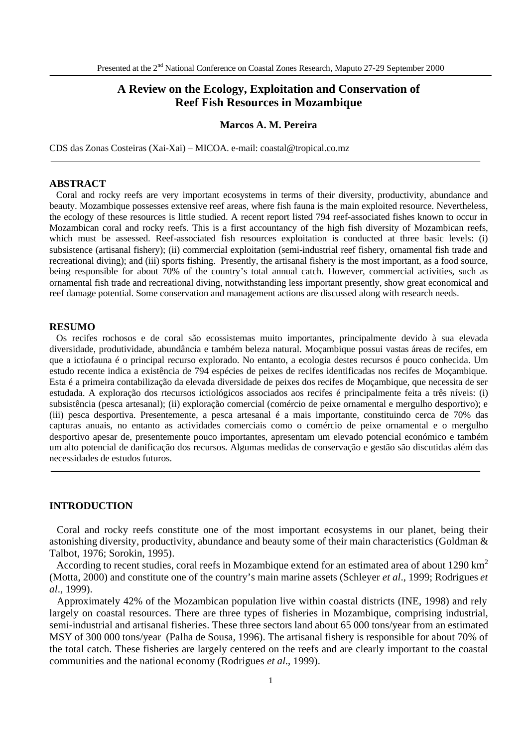Presented at the 2nd National Conference on Coastal Zones Research, Maputo 27-29 September 2000

# A Review on the Ecology, Exploitation and Conservation of Reef Fish Resources in Mozambique

**Marcos A. M. Pereira**

CDS das Zonas Costeiras (Xai-Xai) – MICOA. e-mail: coastal@tropical.co.mz

## ABSTRACT

Coral and rocky reefs are very important ecosystems in terms of their diversity, productivity, abundance and beauty. Mozambique possesses extensive reef areas, where fish fauna is the main exploited resource. Nevertheless, the ecology of these resources is little studied. A recent report listed 794 reef-associated fishes known to occur in Mozambican coral and rocky reefs. This is a first accountancy of the high fish diversity of Mozambican reefs, which must be assessed. Reef-associated fish resources exploitation is conducted at three basic levels: (i) subsistence (artisanal fishery); (ii) commercial exploitation (semi-industrial reef fishery, ornamental fish trade and recreational diving); and (iii) sports fishing. Presently, the artisanal fishery is the most important, as a food source, being responsible for about 70% of the country's total annual catch. However, commercial activities, such as ornamental fish trade and recreational diving, notwithstanding less important presently, show great economical and reef damage potential. Some conservation and management actions are discussed along with research needs.

## RESUMO

Os recifes rochosos e de coral são ecossistemas muito importantes, principalmente devido à sua elevada diversidade, produtividade, abundância e também beleza natural. Moçambique possui vastas áreas de recifes, em que a ictiofauna é o principal recurso explorado. No entanto, a ecologia destes recursos é pouco conhecida. Um estudo recente indica a existência de 794 espécies de peixes de recifes identificadas nos recifes de Moçambique. Esta é a primeira contabilização da elevada diversidade de peixes dos recifes de Moçambique, que necessita de ser estudada. A exploração dos rtecursos ictiológicos associados aos recifes é principalmente feita a três níveis: (i) subsistência (pesca artesanal); (ii) exploração comercial (comércio de peixe ornamental e mergulho desportivo); e (iii) pesca desportiva. Presentemente, a pesca artesanal é a mais importante, constituindo cerca de 70% das capturas anuais, no entanto as actividades comerciais como o comércio de peixe ornamental e o mergulho desportivo apesar de, presentemente pouco importantes, apresentam um elevado potencial económico e também um alto potencial de danificação dos recursos. Algumas medidas de conservação e gestão são discutidas além das necessidades de estudos futuros.

## INTRODUCTION

Coral and rocky reefs constitute one of the most important ecosystems in our planet, being their astonishing diversity, productivity, abundance and beauty some of their main characteristics (Goldman & Talbot, 1976; Sorokin, 1995).

According to recent studies, coral reefs in Mozambique extend for an estimated area of about 1290 km$^2$ (Motta, 2000) and constitute one of the country's main marine assets (Schleyer *et al*., 1999; Rodrigues *et al*., 1999).

Approximately 42% of the Mozambican population live within coastal districts (INE, 1998) and rely largely on coastal resources. There are three types of fisheries in Mozambique, comprising industrial, semi-industrial and artisanal fisheries. These three sectors land about 65 000 tons/year from an estimated MSY of 300 000 tons/year (Palha de Sousa, 1996). The artisanal fishery is responsible for about 70% of the total catch. These fisheries are largely centered on the reefs and are clearly important to the coastal communities and the national economy (Rodrigues *et al*., 1999).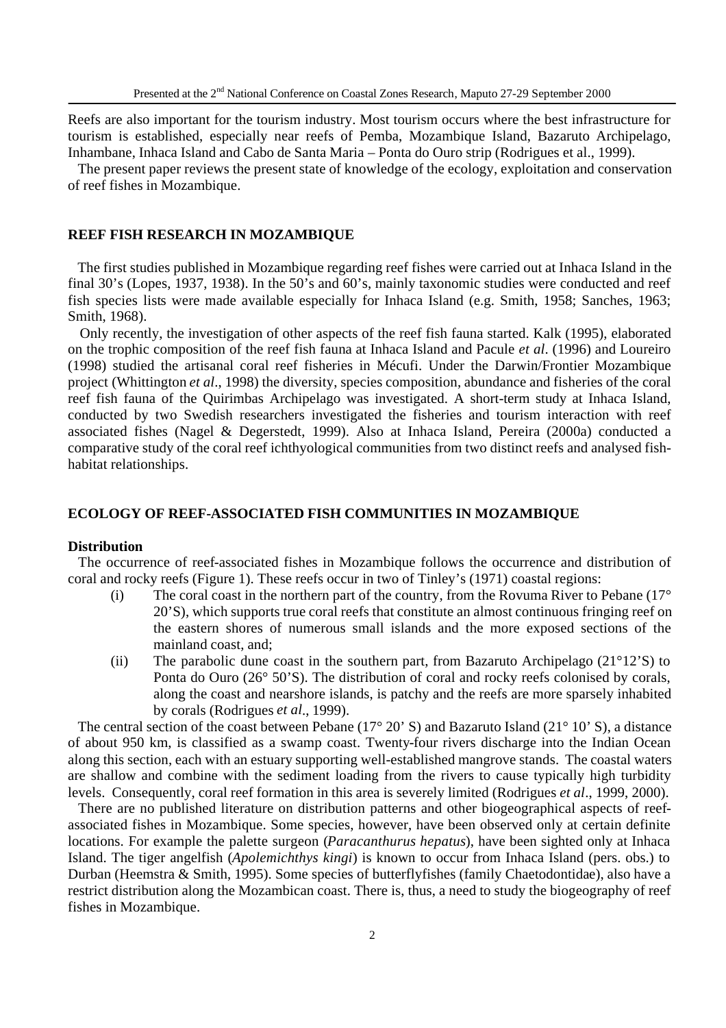Reefs are also important for the tourism industry. Most tourism occurs where the best infrastructure for tourism is established, especially near reefs of Pemba, Mozambique Island, Bazaruto Archipelago, Inhambane, Inhaca Island and Cabo de Santa Maria – Ponta do Ouro strip (Rodrigues et al., 1999).

The present paper reviews the present state of knowledge of the ecology, exploitation and conservation of reef fishes in Mozambique.

## REEF FISH RESEARCH IN MOZAMBIQUE

The first studies published in Mozambique regarding reef fishes were carried out at Inhaca Island in the final 30's (Lopes, 1937, 1938). In the 50's and 60's, mainly taxonomic studies were conducted and reef fish species lists were made available especially for Inhaca Island (e.g. Smith, 1958; Sanches, 1963; Smith, 1968).

Only recently, the investigation of other aspects of the reef fish fauna started. Kalk (1995), elaborated on the trophic composition of the reef fish fauna at Inhaca Island and Pacule *et al*. (1996) and Loureiro (1998) studied the artisanal coral reef fisheries in Mécufi. Under the Darwin/Frontier Mozambique project (Whittington *et al*., 1998) the diversity, species composition, abundance and fisheries of the coral reef fish fauna of the Quirimbas Archipelago was investigated. A short-term study at Inhaca Island, conducted by two Swedish researchers investigated the fisheries and tourism interaction with reef associated fishes (Nagel & Degerstedt, 1999). Also at Inhaca Island, Pereira (2000a) conducted a comparative study of the coral reef ichthyological communities from two distinct reefs and analysed fish-habitat relationships.

## ECOLOGY OF REEF-ASSOCIATED FISH COMMUNITIES IN MOZAMBIQUE

### Distribution

The occurrence of reef-associated fishes in Mozambique follows the occurrence and distribution of coral and rocky reefs (Figure 1). These reefs occur in two of Tinley's (1971) coastal regions:

(i) The coral coast in the northern part of the country, from the Rovuma River to Pebane (17° 20'S), which supports true coral reefs that constitute an almost continuous fringing reef on the eastern shores of numerous small islands and the more exposed sections of the mainland coast, and;

(ii) The parabolic dune coast in the southern part, from Bazaruto Archipelago (21°12'S) to Ponta do Ouro (26° 50'S). The distribution of coral and rocky reefs colonised by corals, along the coast and nearshore islands, is patchy and the reefs are more sparsely inhabited by corals (Rodrigues *et al*., 1999).

The central section of the coast between Pebane (17° 20' S) and Bazaruto Island (21° 10' S), a distance of about 950 km, is classified as a swamp coast. Twenty-four rivers discharge into the Indian Ocean along this section, each with an estuary supporting well-established mangrove stands. The coastal waters are shallow and combine with the sediment loading from the rivers to cause typically high turbidity levels. Consequently, coral reef formation in this area is severely limited (Rodrigues *et al*., 1999, 2000).

There are no published literature on distribution patterns and other biogeographical aspects of reef-associated fishes in Mozambique. Some species, however, have been observed only at certain definite locations. For example the palette surgeon (*Paracanthurus hepatus*), have been sighted only at Inhaca Island. The tiger angelfish (*Apolemichthys kingi*) is known to occur from Inhaca Island (pers. obs.) to Durban (Heemstra & Smith, 1995). Some species of butterflyfishes (family Chaetodontidae), also have a restrict distribution along the Mozambican coast. There is, thus, a need to study the biogeography of reef fishes in Mozambique.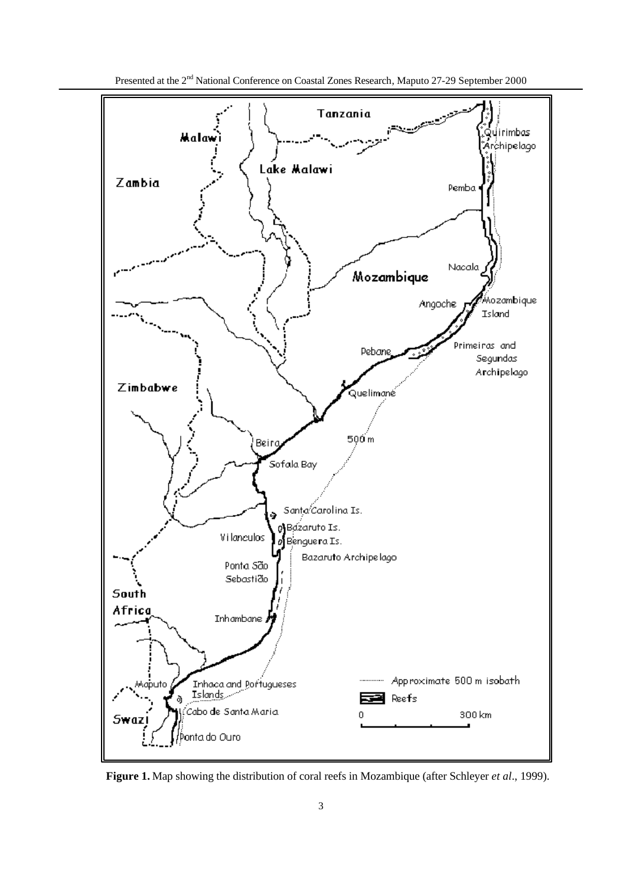**Figure 1.** Map showing the distribution of coral reefs in Mozambique (after Schleyer *et al*., 1999).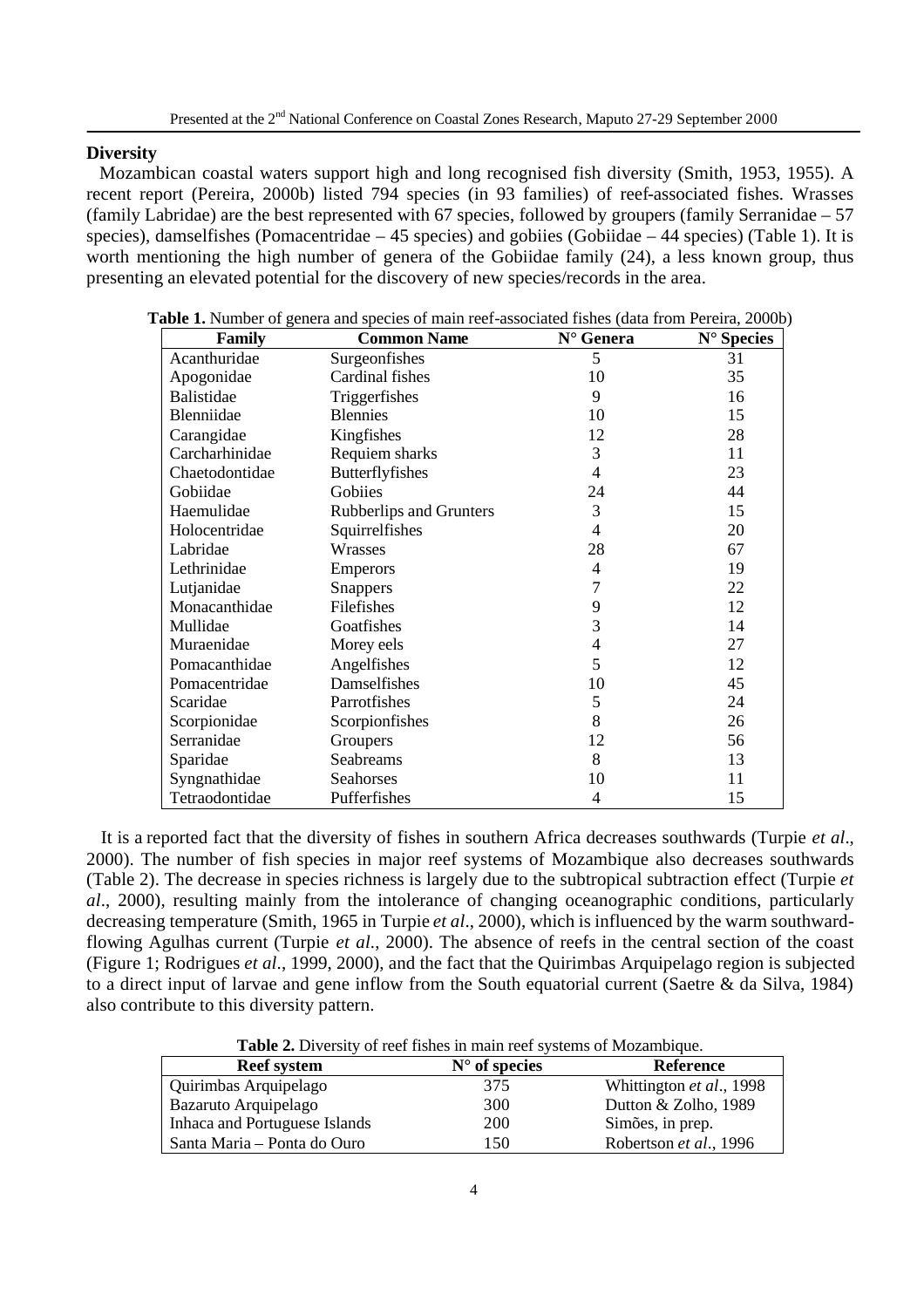## Diversity

Mozambican coastal waters support high and long recognised fish diversity (Smith, 1953, 1955). A recent report (Pereira, 2000b) listed 794 species (in 93 families) of reef-associated fishes. Wrasses (family Labridae) are the best represented with 67 species, followed by groupers (family Serranidae – 57 species), damselfishes (Pomacentridae – 45 species) and gobiies (Gobiidae – 44 species) (Table 1). It is worth mentioning the high number of genera of the Gobiidae family (24), a less known group, thus presenting an elevated potential for the discovery of new species/records in the area.

**Table 1.** Number of genera and species of main reef-associated fishes (data from Pereira, 2000b)

| Family | Common Name | N° Genera | N° Species |
|---|---|---|---|
| Acanthuridae | Surgeonfishes | 5 | 31 |
| Apogonidae | Cardinal fishes | 10 | 35 |
| Balistidae | Triggerfishes | 9 | 16 |
| Blenniidae | Blennies | 10 | 15 |
| Carangidae | Kingfishes | 12 | 28 |
| Carcharhinidae | Requiem sharks | 3 | 11 |
| Chaetodontidae | Butterflyfishes | 4 | 23 |
| Gobiidae | Gobiies | 24 | 44 |
| Haemulidae | Rubberlips and Grunters | 3 | 15 |
| Holocentridae | Squirrelfishes | 4 | 20 |
| Labridae | Wrasses | 28 | 67 |
| Lethrinidae | Emperors | 4 | 19 |
| Lutjanidae | Snappers | 7 | 22 |
| Monacanthidae | Filefishes | 9 | 12 |
| Mullidae | Goatfishes | 3 | 14 |
| Muraenidae | Morey eels | 4 | 27 |
| Pomacanthidae | Angelfishes | 5 | 12 |
| Pomacentridae | Damselfishes | 10 | 45 |
| Scaridae | Parrotfishes | 5 | 24 |
| Scorpionidae | Scorpionfishes | 8 | 26 |
| Serranidae | Groupers | 12 | 56 |
| Sparidae | Seabreams | 8 | 13 |
| Syngnathidae | Seahorses | 10 | 11 |
| Tetraodontidae | Pufferfishes | 4 | 15 |

It is a reported fact that the diversity of fishes in southern Africa decreases southwards (Turpie *et al*., 2000). The number of fish species in major reef systems of Mozambique also decreases southwards (Table 2). The decrease in species richness is largely due to the subtropical subtraction effect (Turpie *et al*., 2000), resulting mainly from the intolerance of changing oceanographic conditions, particularly decreasing temperature (Smith, 1965 in Turpie *et al*., 2000), which is influenced by the warm southward-flowing Agulhas current (Turpie *et al*., 2000). The absence of reefs in the central section of the coast (Figure 1; Rodrigues *et al*., 1999, 2000), and the fact that the Quirimbas Arquipelago region is subjected to a direct input of larvae and gene inflow from the South equatorial current (Saetre & da Silva, 1984) also contribute to this diversity pattern.

**Table 2.** Diversity of reef fishes in main reef systems of Mozambique.

| Reef system | N° of species | Reference |
|---|---|---|
| Quirimbas Arquipelago | 375 | Whittington *et al*., 1998 |
| Bazaruto Arquipelago | 300 | Dutton & Zolho, 1989 |
| Inhaca and Portuguese Islands | 200 | Simões, in prep. |
| Santa Maria – Ponta do Ouro | 150 | Robertson *et al*., 1996 |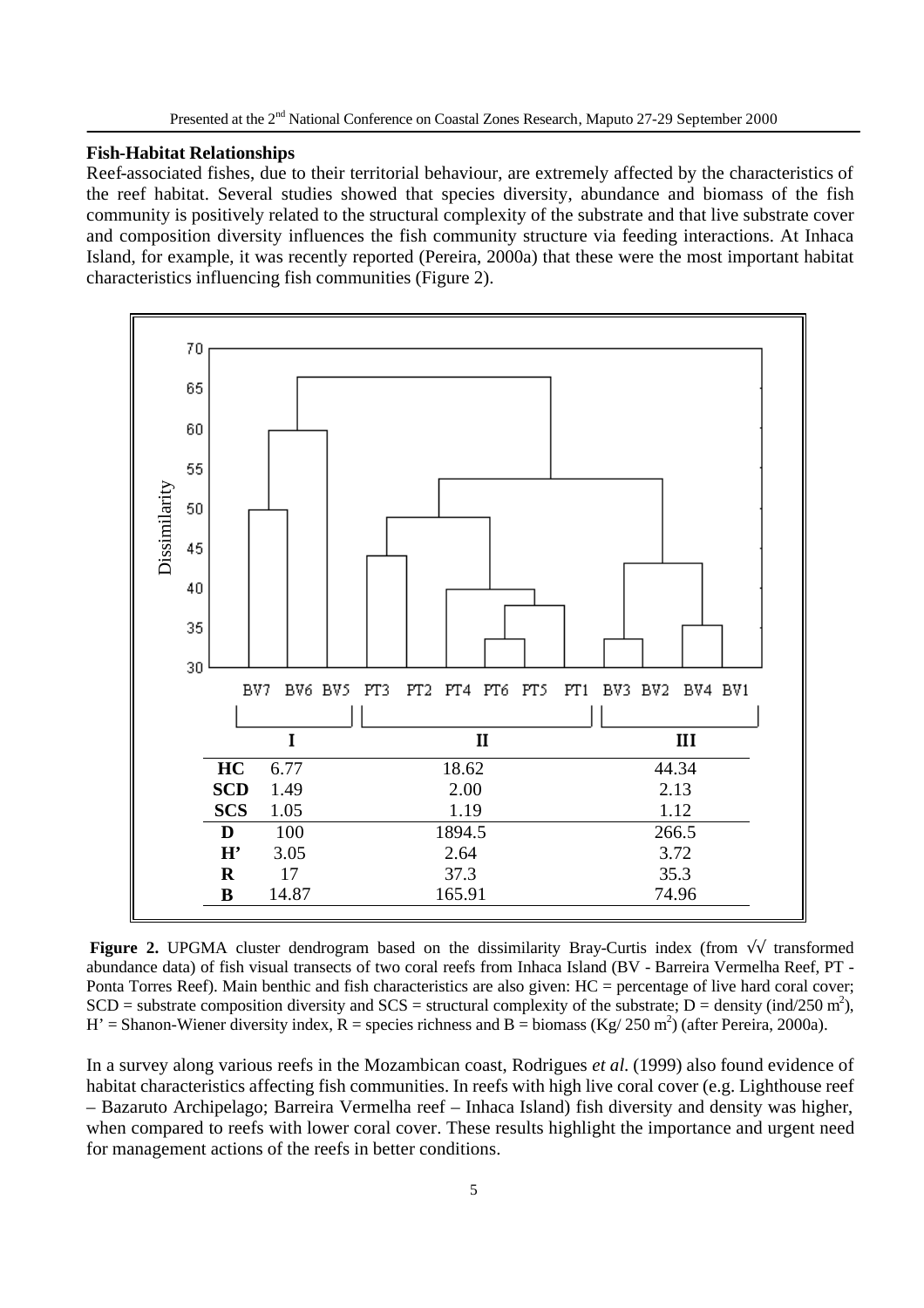**Fish-Habitat Relationships**

Reef-associated fishes, due to their territorial behaviour, are extremely affected by the characteristics of the reef habitat. Several studies showed that species diversity, abundance and biomass of the fish community is positively related to the structural complexity of the substrate and that live substrate cover and composition diversity influences the fish community structure via feeding interactions. At Inhaca Island, for example, it was recently reported (Pereira, 2000a) that these were the most important habitat characteristics influencing fish communities (Figure 2).

| | I | II | III |
|---|---|---|---|
| **HC** | 6.77 | 18.62 | 44.34 |
| **SCD** | 1.49 | 2.00 | 2.13 |
| **SCS** | 1.05 | 1.19 | 1.12 |
| **D** | 100 | 1894.5 | 266.5 |
| **H'** | 3.05 | 2.64 | 3.72 |
| **R** | 17 | 37.3 | 35.3 |
| **B** | 14.87 | 165.91 | 74.96 |

**Figure 2.** UPGMA cluster dendrogram based on the dissimilarity Bray-Curtis index (from √√ transformed abundance data) of fish visual transects of two coral reefs from Inhaca Island (BV - Barreira Vermelha Reef, PT - Ponta Torres Reef). Main benthic and fish characteristics are also given: HC = percentage of live hard coral cover; SCD = substrate composition diversity and SCS = structural complexity of the substrate; D = density (ind/250 $m^2$), H' = Shanon-Wiener diversity index, R = species richness and B = biomass (Kg/ 250 $m^2$) (after Pereira, 2000a).

In a survey along various reefs in the Mozambican coast, Rodrigues *et al.* (1999) also found evidence of habitat characteristics affecting fish communities. In reefs with high live coral cover (e.g. Lighthouse reef – Bazaruto Archipelago; Barreira Vermelha reef – Inhaca Island) fish diversity and density was higher, when compared to reefs with lower coral cover. These results highlight the importance and urgent need for management actions of the reefs in better conditions.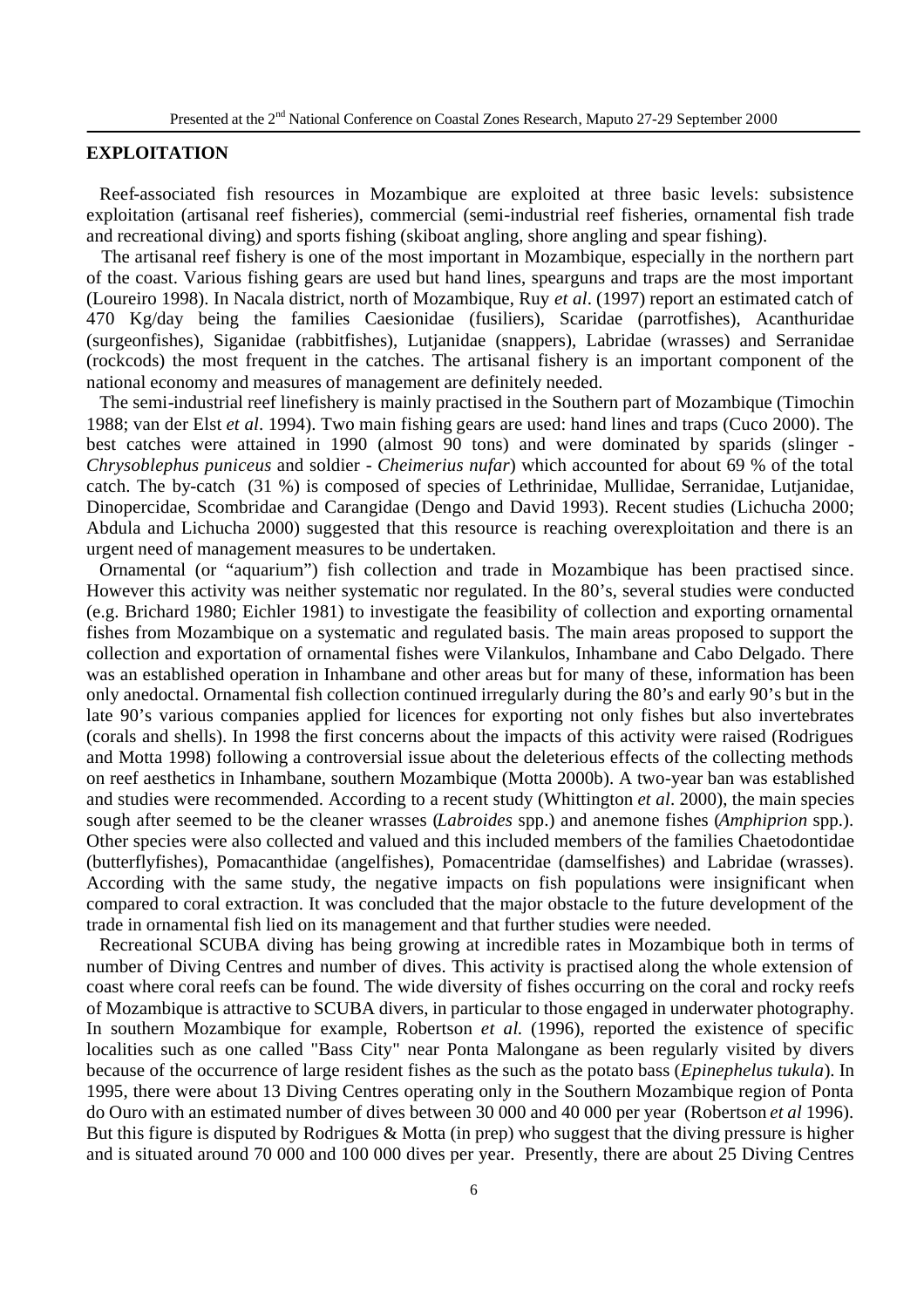## EXPLOITATION

Reef-associated fish resources in Mozambique are exploited at three basic levels: subsistence exploitation (artisanal reef fisheries), commercial (semi-industrial reef fisheries, ornamental fish trade and recreational diving) and sports fishing (skiboat angling, shore angling and spear fishing).

The artisanal reef fishery is one of the most important in Mozambique, especially in the northern part of the coast. Various fishing gears are used but hand lines, spearguns and traps are the most important (Loureiro 1998). In Nacala district, north of Mozambique, Ruy *et al*. (1997) report an estimated catch of 470 Kg/day being the families Caesionidae (fusiliers), Scaridae (parrotfishes), Acanthuridae (surgeonfishes), Siganidae (rabbitfishes), Lutjanidae (snappers), Labridae (wrasses) and Serranidae (rockcods) the most frequent in the catches. The artisanal fishery is an important component of the national economy and measures of management are definitely needed.

The semi-industrial reef linefishery is mainly practised in the Southern part of Mozambique (Timochin 1988; van der Elst *et al*. 1994). Two main fishing gears are used: hand lines and traps (Cuco 2000). The best catches were attained in 1990 (almost 90 tons) and were dominated by sparids (slinger - *Chrysoblephus puniceus* and soldier - *Cheimerius nufar*) which accounted for about 69 % of the total catch. The by-catch (31 %) is composed of species of Lethrinidae, Mullidae, Serranidae, Lutjanidae, Dinopercidae, Scombridae and Carangidae (Dengo and David 1993). Recent studies (Lichucha 2000; Abdula and Lichucha 2000) suggested that this resource is reaching overexploitation and there is an urgent need of management measures to be undertaken.

Ornamental (or "aquarium") fish collection and trade in Mozambique has been practised since. However this activity was neither systematic nor regulated. In the 80's, several studies were conducted (e.g. Brichard 1980; Eichler 1981) to investigate the feasibility of collection and exporting ornamental fishes from Mozambique on a systematic and regulated basis. The main areas proposed to support the collection and exportation of ornamental fishes were Vilankulos, Inhambane and Cabo Delgado. There was an established operation in Inhambane and other areas but for many of these, information has been only anedoctal. Ornamental fish collection continued irregularly during the 80's and early 90's but in the late 90's various companies applied for licences for exporting not only fishes but also invertebrates (corals and shells). In 1998 the first concerns about the impacts of this activity were raised (Rodrigues and Motta 1998) following a controversial issue about the deleterious effects of the collecting methods on reef aesthetics in Inhambane, southern Mozambique (Motta 2000b). A two-year ban was established and studies were recommended. According to a recent study (Whittington *et al*. 2000), the main species sough after seemed to be the cleaner wrasses (*Labroides* spp.) and anemone fishes (*Amphiprion* spp.). Other species were also collected and valued and this included members of the families Chaetodontidae (butterflyfishes), Pomacanthidae (angelfishes), Pomacentridae (damselfishes) and Labridae (wrasses). According with the same study, the negative impacts on fish populations were insignificant when compared to coral extraction. It was concluded that the major obstacle to the future development of the trade in ornamental fish lied on its management and that further studies were needed.

Recreational SCUBA diving has being growing at incredible rates in Mozambique both in terms of number of Diving Centres and number of dives. This activity is practised along the whole extension of coast where coral reefs can be found. The wide diversity of fishes occurring on the coral and rocky reefs of Mozambique is attractive to SCUBA divers, in particular to those engaged in underwater photography. In southern Mozambique for example, Robertson *et al.* (1996), reported the existence of specific localities such as one called "Bass City" near Ponta Malongane as been regularly visited by divers because of the occurrence of large resident fishes as the such as the potato bass (*Epinephelus tukula*). In 1995, there were about 13 Diving Centres operating only in the Southern Mozambique region of Ponta do Ouro with an estimated number of dives between 30 000 and 40 000 per year (Robertson *et al* 1996). But this figure is disputed by Rodrigues & Motta (in prep) who suggest that the diving pressure is higher and is situated around 70 000 and 100 000 dives per year. Presently, there are about 25 Diving Centres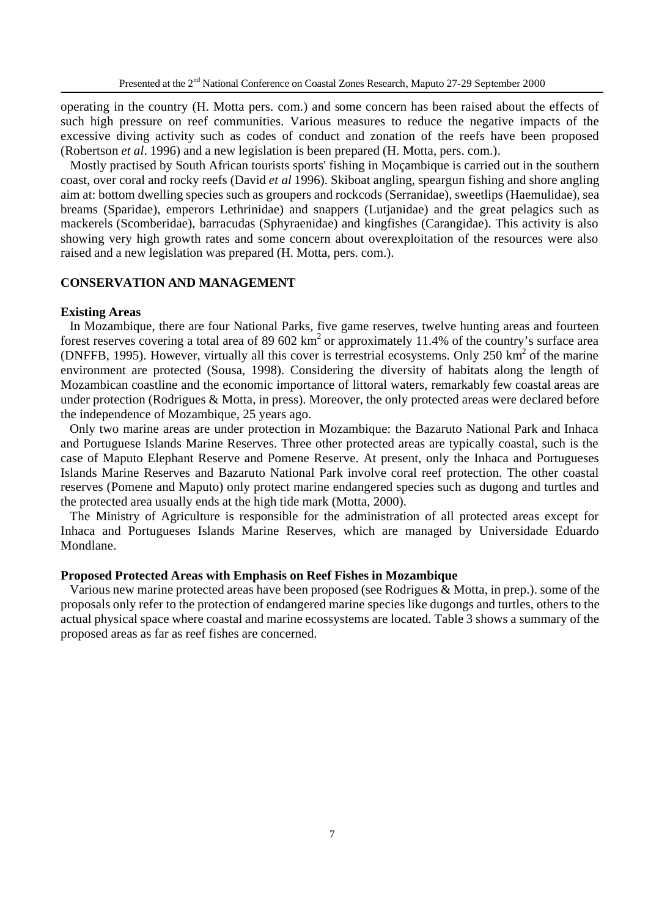operating in the country (H. Motta pers. com.) and some concern has been raised about the effects of such high pressure on reef communities. Various measures to reduce the negative impacts of the excessive diving activity such as codes of conduct and zonation of the reefs have been proposed (Robertson *et al*. 1996) and a new legislation is been prepared (H. Motta, pers. com.).

Mostly practised by South African tourists sports' fishing in Moçambique is carried out in the southern coast, over coral and rocky reefs (David *et al* 1996). Skiboat angling, speargun fishing and shore angling aim at: bottom dwelling species such as groupers and rockcods (Serranidae), sweetlips (Haemulidae), sea breams (Sparidae), emperors Lethrinidae) and snappers (Lutjanidae) and the great pelagics such as mackerels (Scomberidae), barracudas (Sphyraenidae) and kingfishes (Carangidae). This activity is also showing very high growth rates and some concern about overexploitation of the resources were also raised and a new legislation was prepared (H. Motta, pers. com.).

## CONSERVATION AND MANAGEMENT

### Existing Areas

In Mozambique, there are four National Parks, five game reserves, twelve hunting areas and fourteen forest reserves covering a total area of 89 602 $km^2$ or approximately 11.4% of the country's surface area (DNFFB, 1995). However, virtually all this cover is terrestrial ecosystems. Only 250 $km^2$ of the marine environment are protected (Sousa, 1998). Considering the diversity of habitats along the length of Mozambican coastline and the economic importance of littoral waters, remarkably few coastal areas are under protection (Rodrigues & Motta, in press). Moreover, the only protected areas were declared before the independence of Mozambique, 25 years ago.

Only two marine areas are under protection in Mozambique: the Bazaruto National Park and Inhaca and Portuguese Islands Marine Reserves. Three other protected areas are typically coastal, such is the case of Maputo Elephant Reserve and Pomene Reserve. At present, only the Inhaca and Portugueses Islands Marine Reserves and Bazaruto National Park involve coral reef protection. The other coastal reserves (Pomene and Maputo) only protect marine endangered species such as dugong and turtles and the protected area usually ends at the high tide mark (Motta, 2000).

The Ministry of Agriculture is responsible for the administration of all protected areas except for Inhaca and Portugueses Islands Marine Reserves, which are managed by Universidade Eduardo Mondlane.

### Proposed Protected Areas with Emphasis on Reef Fishes in Mozambique

Various new marine protected areas have been proposed (see Rodrigues & Motta, in prep.). some of the proposals only refer to the protection of endangered marine species like dugongs and turtles, others to the actual physical space where coastal and marine ecossystems are located. Table 3 shows a summary of the proposed areas as far as reef fishes are concerned.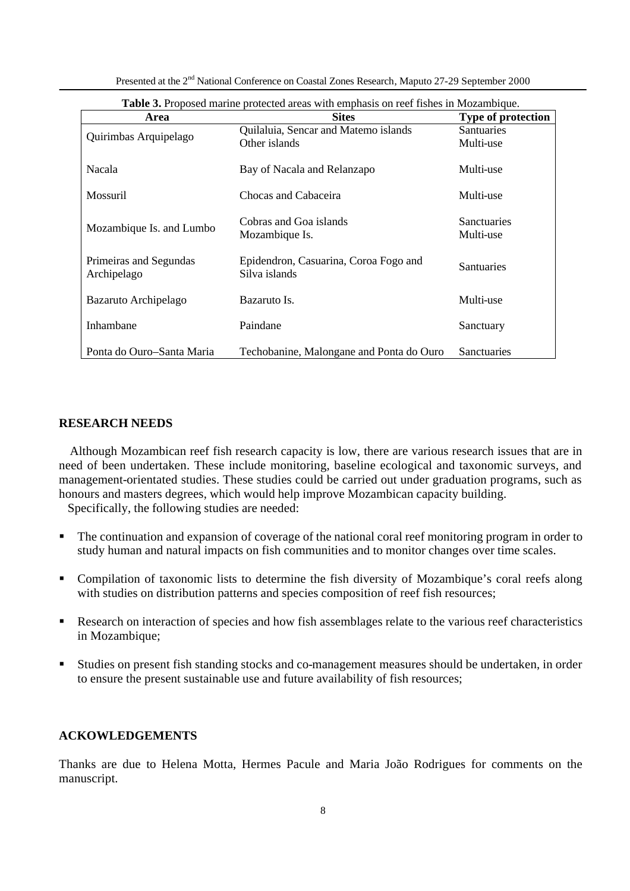**Table 3.** Proposed marine protected areas with emphasis on reef fishes in Mozambique.

| Area | Sites | Type of protection |
|---|---|---|
| Quirimbas Arquipelago | Quilaluia, Sencar and Matemo islands<br>Other islands | Santuaries<br>Multi-use |
| Nacala | Bay of Nacala and Relanzapo | Multi-use |
| Mossuril | Chocas and Cabaceira | Multi-use |
| Mozambique Is. and Lumbo | Cobras and Goa islands<br>Mozambique Is. | Sanctuaries<br>Multi-use |
| Primeiras and Segundas Archipelago | Epidendron, Casuarina, Coroa Fogo and Silva islands | Santuaries |
| Bazaruto Archipelago | Bazaruto Is. | Multi-use |
| Inhambane | Paindane | Sanctuary |
| Ponta do Ouro–Santa Maria | Techobanine, Malongane and Ponta do Ouro | Sanctuaries |

## RESEARCH NEEDS

Although Mozambican reef fish research capacity is low, there are various research issues that are in need of been undertaken. These include monitoring, baseline ecological and taxonomic surveys, and management-orientated studies. These studies could be carried out under graduation programs, such as honours and masters degrees, which would help improve Mozambican capacity building.

Specifically, the following studies are needed:

- The continuation and expansion of coverage of the national coral reef monitoring program in order to study human and natural impacts on fish communities and to monitor changes over time scales.
- Compilation of taxonomic lists to determine the fish diversity of Mozambique's coral reefs along with studies on distribution patterns and species composition of reef fish resources;
- Research on interaction of species and how fish assemblages relate to the various reef characteristics in Mozambique;
- Studies on present fish standing stocks and co-management measures should be undertaken, in order to ensure the present sustainable use and future availability of fish resources;

## ACKOWLEDGEMENTS

Thanks are due to Helena Motta, Hermes Pacule and Maria João Rodrigues for comments on the manuscript.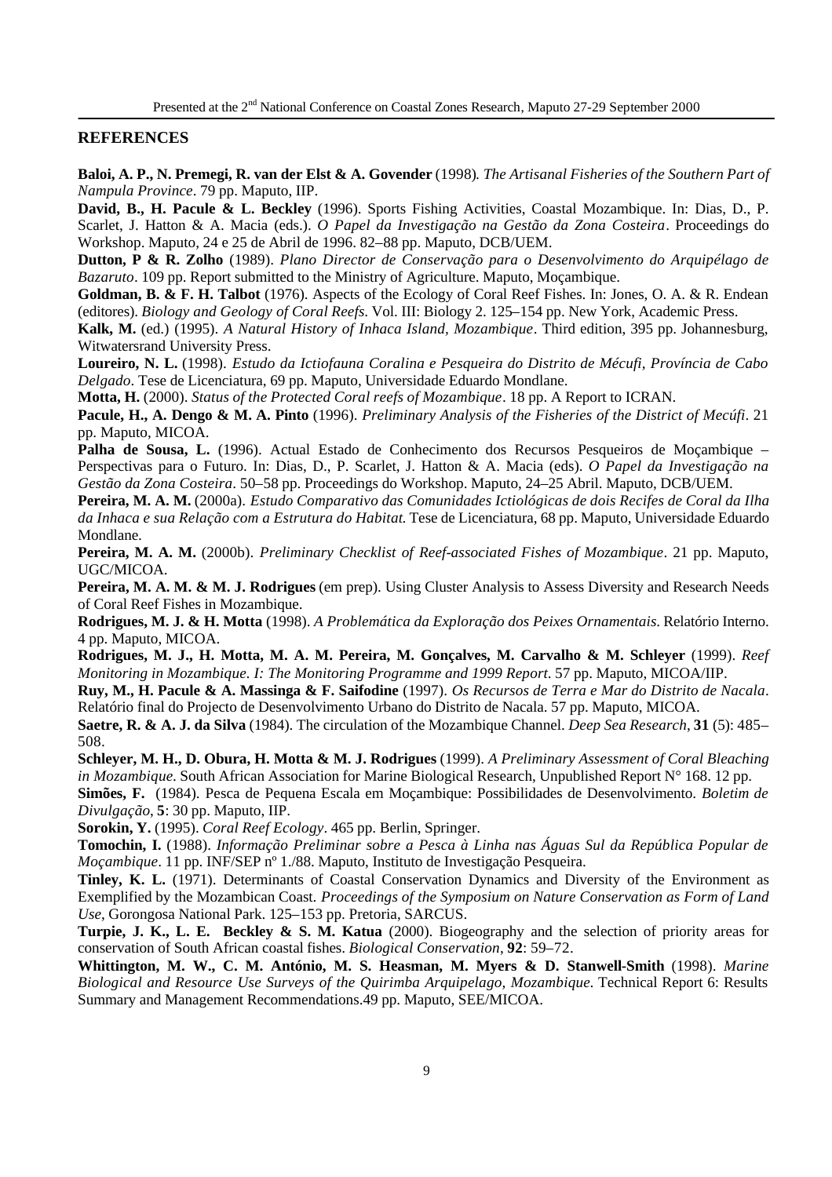## REFERENCES

**Baloi, A. P., N. Premegi, R. van der Elst & A. Govender** (1998). *The Artisanal Fisheries of the Southern Part of Nampula Province*. 79 pp. Maputo, IIP.

**David, B., H. Pacule & L. Beckley** (1996). Sports Fishing Activities, Coastal Mozambique. In: Dias, D., P. Scarlet, J. Hatton & A. Macia (eds.). *O Papel da Investigação na Gestão da Zona Costeira*. Proceedings do Workshop. Maputo, 24 e 25 de Abril de 1996. 82–88 pp. Maputo, DCB/UEM.

**Dutton, P & R. Zolho** (1989). *Plano Director de Conservação para o Desenvolvimento do Arquipélago de Bazaruto*. 109 pp. Report submitted to the Ministry of Agriculture. Maputo, Moçambique.

**Goldman, B. & F. H. Talbot** (1976). Aspects of the Ecology of Coral Reef Fishes. In: Jones, O. A. & R. Endean (editores). *Biology and Geology of Coral Reefs.* Vol. III: Biology 2. 125–154 pp. New York, Academic Press.

**Kalk, M.** (ed.) (1995). *A Natural History of Inhaca Island, Mozambique*. Third edition, 395 pp. Johannesburg, Witwatersrand University Press.

**Loureiro, N. L.** (1998). *Estudo da Ictiofauna Coralina e Pesqueira do Distrito de Mécufi, Província de Cabo Delgado*. Tese de Licenciatura, 69 pp. Maputo, Universidade Eduardo Mondlane.

**Motta, H.** (2000). *Status of the Protected Coral reefs of Mozambique*. 18 pp. A Report to ICRAN.

**Pacule, H., A. Dengo & M. A. Pinto** (1996). *Preliminary Analysis of the Fisheries of the District of Mecúfi*. 21 pp. Maputo, MICOA.

**Palha de Sousa, L.** (1996). Actual Estado de Conhecimento dos Recursos Pesqueiros de Moçambique – Perspectivas para o Futuro. In: Dias, D., P. Scarlet, J. Hatton & A. Macia (eds). *O Papel da Investigação na Gestão da Zona Costeira*. 50–58 pp. Proceedings do Workshop. Maputo, 24–25 Abril. Maputo, DCB/UEM.

**Pereira, M. A. M.** (2000a). *Estudo Comparativo das Comunidades Ictiológicas de dois Recifes de Coral da Ilha da Inhaca e sua Relação com a Estrutura do Habitat.* Tese de Licenciatura, 68 pp. Maputo, Universidade Eduardo Mondlane.

**Pereira, M. A. M.** (2000b). *Preliminary Checklist of Reef-associated Fishes of Mozambique*. 21 pp. Maputo, UGC/MICOA.

**Pereira, M. A. M. & M. J. Rodrigues** (em prep). Using Cluster Analysis to Assess Diversity and Research Needs of Coral Reef Fishes in Mozambique.

**Rodrigues, M. J. & H. Motta** (1998). *A Problemática da Exploração dos Peixes Ornamentais.* Relatório Interno. 4 pp. Maputo, MICOA.

**Rodrigues, M. J., H. Motta, M. A. M. Pereira, M. Gonçalves, M. Carvalho & M. Schleyer** (1999). *Reef Monitoring in Mozambique. I: The Monitoring Programme and 1999 Report*. 57 pp. Maputo, MICOA/IIP.

**Ruy, M., H. Pacule & A. Massinga & F. Saifodine** (1997). *Os Recursos de Terra e Mar do Distrito de Nacala*. Relatório final do Projecto de Desenvolvimento Urbano do Distrito de Nacala. 57 pp. Maputo, MICOA.

**Saetre, R. & A. J. da Silva** (1984). The circulation of the Mozambique Channel. *Deep Sea Research*, **31** (5): 485–508.

**Schleyer, M. H., D. Obura, H. Motta & M. J. Rodrigues** (1999). *A Preliminary Assessment of Coral Bleaching in Mozambique.* South African Association for Marine Biological Research, Unpublished Report N° 168. 12 pp.

**Simões, F.** (1984). Pesca de Pequena Escala em Moçambique: Possibilidades de Desenvolvimento. *Boletim de Divulgação*, **5**: 30 pp. Maputo, IIP.

**Sorokin, Y.** (1995). *Coral Reef Ecology*. 465 pp. Berlin, Springer.

**Tomochin, I.** (1988). *Informação Preliminar sobre a Pesca à Linha nas Águas Sul da República Popular de Moçambique*. 11 pp. INF/SEP nº 1./88. Maputo, Instituto de Investigação Pesqueira.

**Tinley, K. L.** (1971). Determinants of Coastal Conservation Dynamics and Diversity of the Environment as Exemplified by the Mozambican Coast. *Proceedings of the Symposium on Nature Conservation as Form of Land Use*, Gorongosa National Park. 125–153 pp. Pretoria, SARCUS.

**Turpie, J. K., L. E. Beckley & S. M. Katua** (2000). Biogeography and the selection of priority areas for conservation of South African coastal fishes. *Biological Conservation*, **92**: 59–72.

**Whittington, M. W., C. M. António, M. S. Heasman, M. Myers & D. Stanwell-Smith** (1998). *Marine Biological and Resource Use Surveys of the Quirimba Arquipelago, Mozambique.* Technical Report 6: Results Summary and Management Recommendations.49 pp. Maputo, SEE/MICOA.